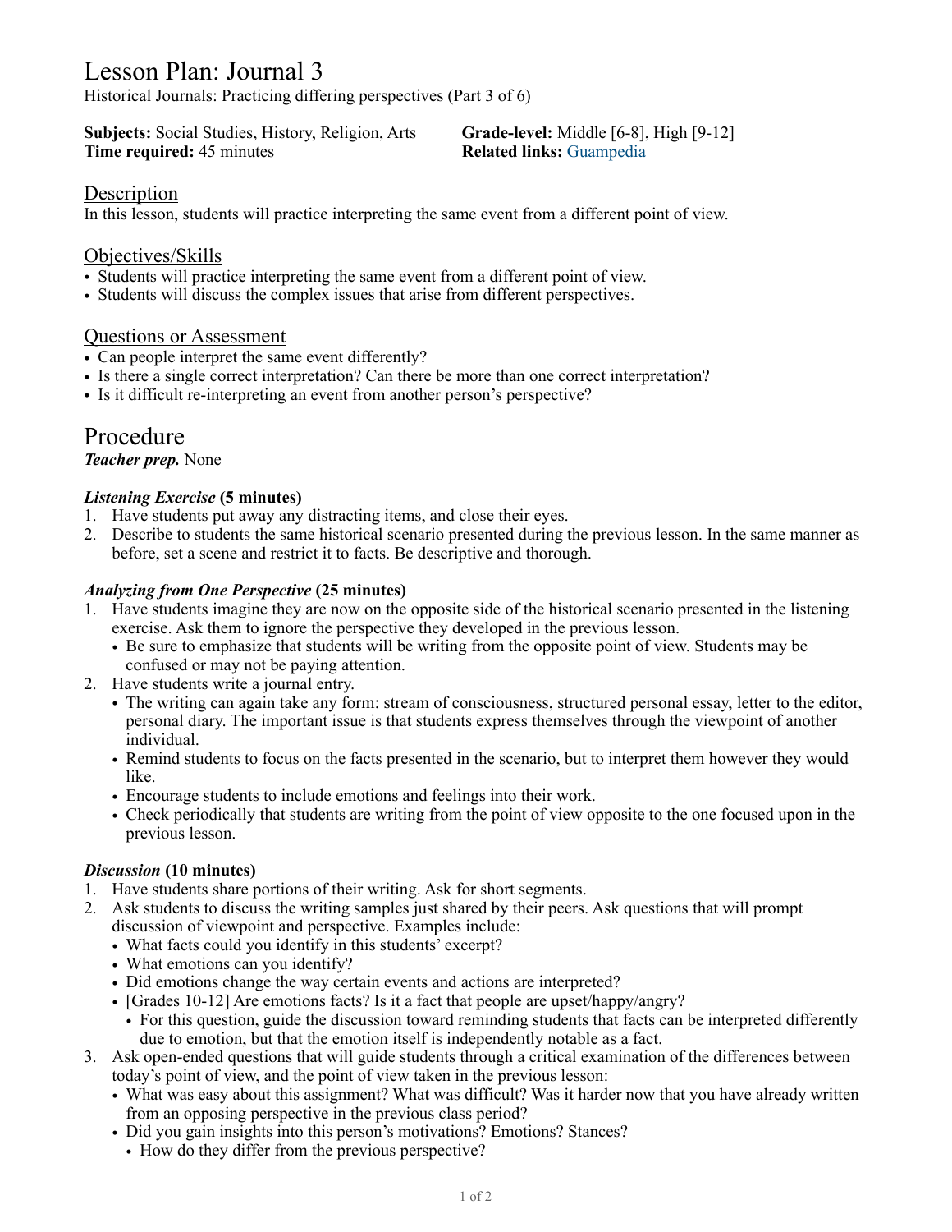# Lesson Plan: Journal 3

Historical Journals: Practicing differing perspectives (Part 3 of 6)

**Subjects:** Social Studies, History, Religion, Arts
**Time required:** 45 minutes
**Grade-level:** Middle [6-8], High [9-12]
**Related links:** Guampedia

## Description

In this lesson, students will practice interpreting the same event from a different point of view.

## Objectives/Skills

- Students will practice interpreting the same event from a different point of view.
- Students will discuss the complex issues that arise from different perspectives.

## Questions or Assessment

- Can people interpret the same event differently?
- Is there a single correct interpretation? Can there be more than one correct interpretation?
- Is it difficult re-interpreting an event from another person's perspective?

# Procedure

***Teacher prep.*** None

***Listening Exercise*** **(5 minutes)**

1. Have students put away any distracting items, and close their eyes.
2. Describe to students the same historical scenario presented during the previous lesson. In the same manner as before, set a scene and restrict it to facts. Be descriptive and thorough.

***Analyzing from One Perspective*** **(25 minutes)**

1. Have students imagine they are now on the opposite side of the historical scenario presented in the listening exercise. Ask them to ignore the perspective they developed in the previous lesson.
   - Be sure to emphasize that students will be writing from the opposite point of view. Students may be confused or may not be paying attention.
2. Have students write a journal entry.
   - The writing can again take any form: stream of consciousness, structured personal essay, letter to the editor, personal diary. The important issue is that students express themselves through the viewpoint of another individual.
   - Remind students to focus on the facts presented in the scenario, but to interpret them however they would like.
   - Encourage students to include emotions and feelings into their work.
   - Check periodically that students are writing from the point of view opposite to the one focused upon in the previous lesson.

***Discussion*** **(10 minutes)**

1. Have students share portions of their writing. Ask for short segments.
2. Ask students to discuss the writing samples just shared by their peers. Ask questions that will prompt discussion of viewpoint and perspective. Examples include:
   - What facts could you identify in this students' excerpt?
   - What emotions can you identify?
   - Did emotions change the way certain events and actions are interpreted?
   - [Grades 10-12] Are emotions facts? Is it a fact that people are upset/happy/angry?
     - For this question, guide the discussion toward reminding students that facts can be interpreted differently due to emotion, but that the emotion itself is independently notable as a fact.
3. Ask open-ended questions that will guide students through a critical examination of the differences between today's point of view, and the point of view taken in the previous lesson:
   - What was easy about this assignment? What was difficult? Was it harder now that you have already written from an opposing perspective in the previous class period?
   - Did you gain insights into this person's motivations? Emotions? Stances?
     - How do they differ from the previous perspective?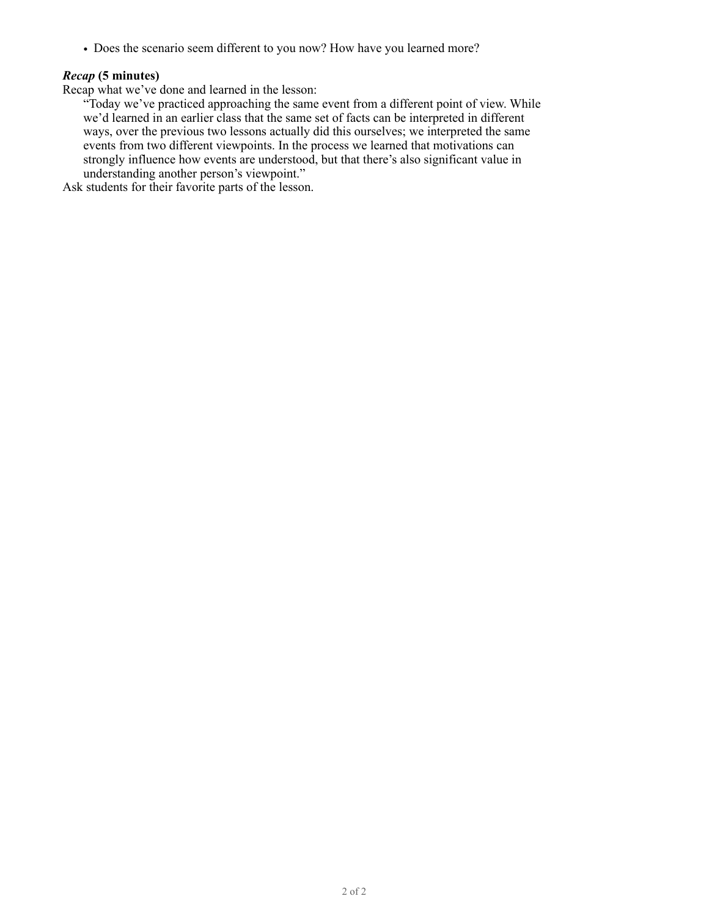- Does the scenario seem different to you now? How have you learned more?

***Recap*** **(5 minutes)**

Recap what we've done and learned in the lesson:

> "Today we've practiced approaching the same event from a different point of view. While we'd learned in an earlier class that the same set of facts can be interpreted in different ways, over the previous two lessons actually did this ourselves; we interpreted the same events from two different viewpoints. In the process we learned that motivations can strongly influence how events are understood, but that there's also significant value in understanding another person's viewpoint."

Ask students for their favorite parts of the lesson.